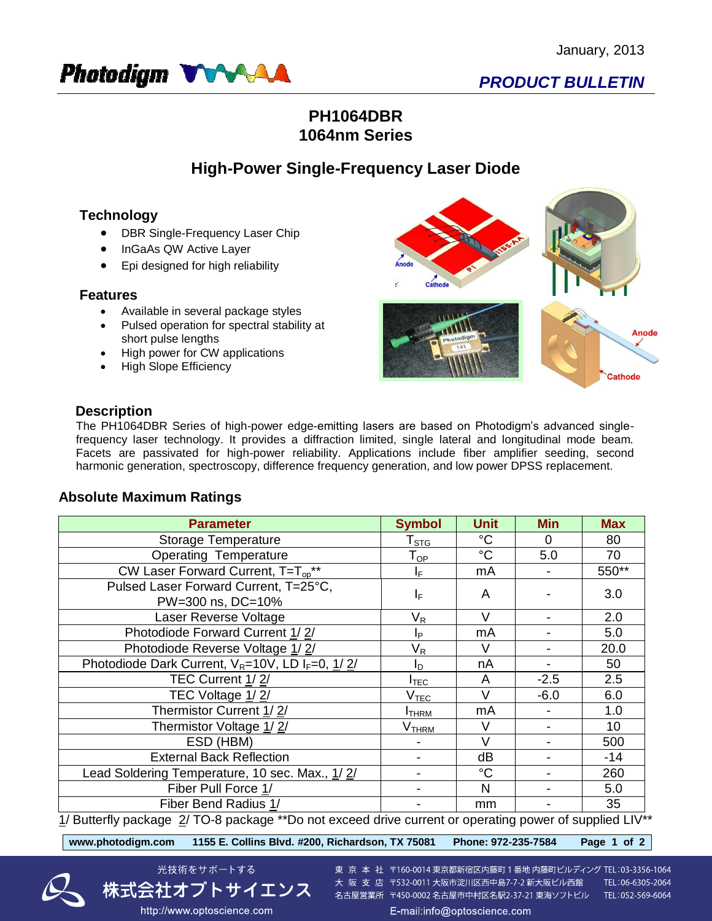January, 2013

Photodigm

*PRODUCT BULLETIN*

# PH1064DBR
# 1064nm Series

## High-Power Single-Frequency Laser Diode

### Technology

- DBR Single-Frequency Laser Chip
- InGaAs QW Active Layer
- Epi designed for high reliability

### Features

- Available in several package styles
- Pulsed operation for spectral stability at short pulse lengths
- High power for CW applications
- High Slope Efficiency

### Description

The PH1064DBR Series of high-power edge-emitting lasers are based on Photodigm's advanced single-frequency laser technology. It provides a diffraction limited, single lateral and longitudinal mode beam. Facets are passivated for high-power reliability. Applications include fiber amplifier seeding, second harmonic generation, spectroscopy, difference frequency generation, and low power DPSS replacement.

### Absolute Maximum Ratings

| Parameter | Symbol | Unit | Min | Max |
|---|---|---|---|---|
| Storage Temperature | $T_{STG}$ | °C | 0 | 80 |
| Operating Temperature | $T_{OP}$ | °C | 5.0 | 70 |
| CW Laser Forward Current, $T=T_{op}$** | $I_F$ | mA | - | 550** |
| Pulsed Laser Forward Current, T=25°C, PW=300 ns, DC=10% | $I_F$ | A | - | 3.0 |
| Laser Reverse Voltage | $V_R$ | V | - | 2.0 |
| Photodiode Forward Current 1/ 2/ | $I_P$ | mA | - | 5.0 |
| Photodiode Reverse Voltage 1/ 2/ | $V_R$ | V | - | 20.0 |
| Photodiode Dark Current, $V_R$=10V, LD $I_F$=0, 1/ 2/ | $I_D$ | nA | - | 50 |
| TEC Current 1/ 2/ | $I_{TEC}$ | A | -2.5 | 2.5 |
| TEC Voltage 1/ 2/ | $V_{TEC}$ | V | -6.0 | 6.0 |
| Thermistor Current 1/ 2/ | $I_{THRM}$ | mA | - | 1.0 |
| Thermistor Voltage 1/ 2/ | $V_{THRM}$ | V | - | 10 |
| ESD (HBM) | - | V | - | 500 |
| External Back Reflection | - | dB | - | -14 |
| Lead Soldering Temperature, 10 sec. Max., 1/ 2/ | - | °C | - | 260 |
| Fiber Pull Force 1/ | - | N | - | 5.0 |
| Fiber Bend Radius 1/ | - | mm | - | 35 |

1/ Butterfly package 2/ TO-8 package **Do not exceed drive current or operating power of supplied LIV**

www.photodigm.com 1155 E. Collins Blvd. #200, Richardson, TX 75081 Phone: 972-235-7584

光技術をサポートする
株式会社オプトサイエンス
http://www.optoscience.com

東 京 本 社 〒160-0014 東京都新宿区内藤町１番地 内藤町ビルディング TEL:03-3356-1064
大 阪 支 店 〒532-0011 大阪市淀川区西中島7-7-2 新大阪ビル西館 TEL:06-6305-2064
名古屋営業所 〒450-0002 名古屋市中村区名駅2-37-21 東海ソフトビル TEL:052-569-6064
E-mail:info@optoscience.com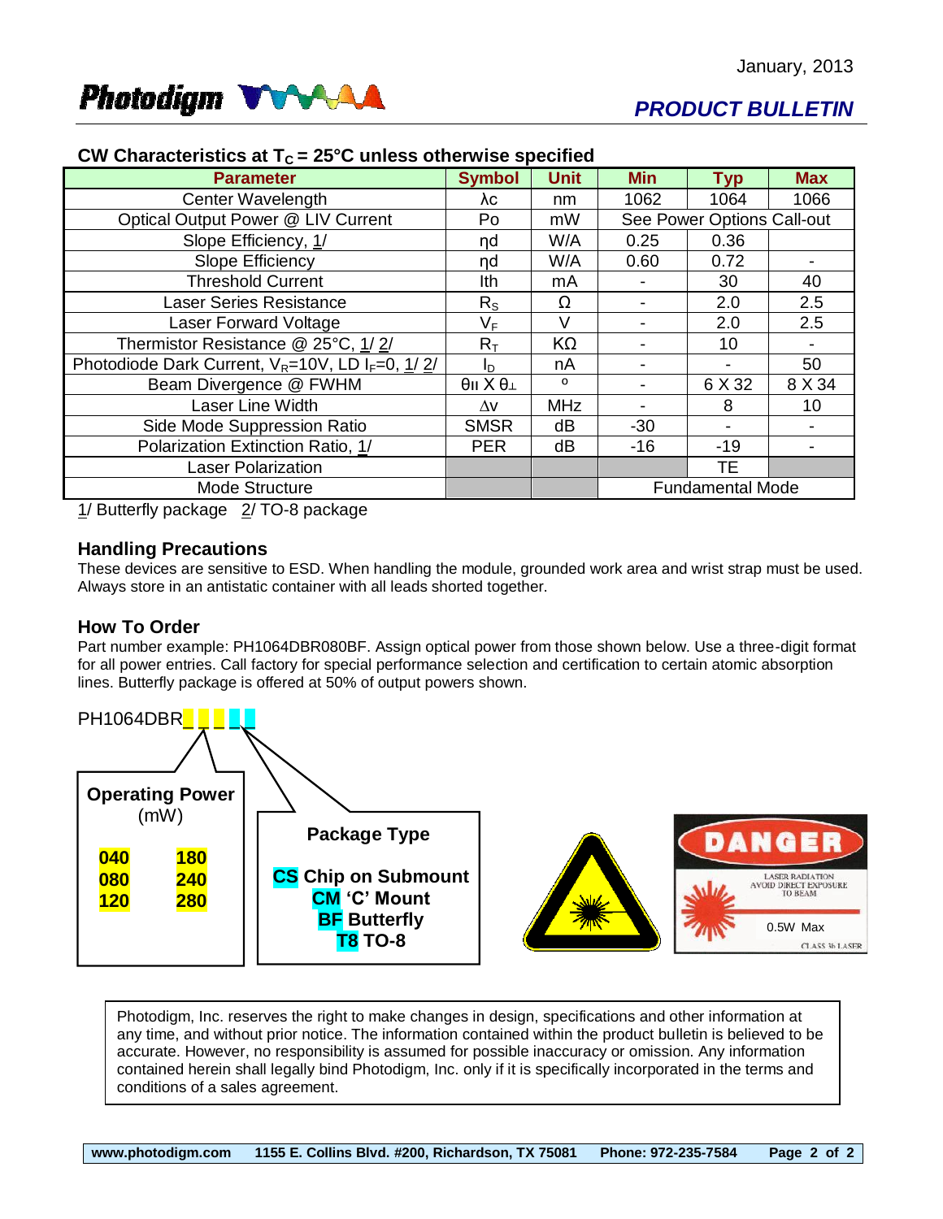## CW Characteristics at $T_C$ = 25°C unless otherwise specified

| Parameter | Symbol | Unit | Min | Typ | Max |
|---|---|---|---|---|---|
| Center Wavelength | λc | nm | 1062 | 1064 | 1066 |
| Optical Output Power @ LIV Current | Po | mW | See Power Options Call-out | | |
| Slope Efficiency, 1/ | ηd | W/A | 0.25 | 0.36 | |
| Slope Efficiency | ηd | W/A | 0.60 | 0.72 | - |
| Threshold Current | Ith | mA | - | 30 | 40 |
| Laser Series Resistance | $R_S$ | Ω | - | 2.0 | 2.5 |
| Laser Forward Voltage | $V_F$ | V | - | 2.0 | 2.5 |
| Thermistor Resistance @ 25°C, 1/ 2/ | $R_T$ | KΩ | - | 10 | - |
| Photodiode Dark Current, $V_R$=10V, LD $I_F$=0, 1/ 2/ | $I_D$ | nA | - | - | 50 |
| Beam Divergence @ FWHM | $\theta_{\parallel} \times \theta_{\perp}$ | o | - | 6 X 32 | 8 X 34 |
| Laser Line Width | Δv | MHz | - | 8 | 10 |
| Side Mode Suppression Ratio | SMSR | dB | -30 | - | - |
| Polarization Extinction Ratio, 1/ | PER | dB | -16 | -19 | - |
| Laser Polarization | | | | TE | |
| Mode Structure | | | Fundamental Mode | | |

1/ Butterfly package 2/ TO-8 package

### Handling Precautions

These devices are sensitive to ESD. When handling the module, grounded work area and wrist strap must be used. Always store in an antistatic container with all leads shorted together.

### How To Order

Part number example: PH1064DBR080BF. Assign optical power from those shown below. Use a three-digit format for all power entries. Call factory for special performance selection and certification to certain atomic absorption lines. Butterfly package is offered at 50% of output powers shown.

PH1064DBR_ _ _ _ _

**Operating Power** (mW)

- 040
- 080
- 120
- 180
- 240
- 280

**Package Type**

- **CS** Chip on Submount
- **CM** 'C' Mount
- **BF** Butterfly
- **T8** TO-8

DANGER
LASER RADIATION
AVOID DIRECT EXPOSURE
TO BEAM
0.5W Max
CLASS 3b LASER

Photodigm, Inc. reserves the right to make changes in design, specifications and other information at any time, and without prior notice. The information contained within the product bulletin is believed to be accurate. However, no responsibility is assumed for possible inaccuracy or omission. Any information contained herein shall legally bind Photodigm, Inc. only if it is specifically incorporated in the terms and conditions of a sales agreement.